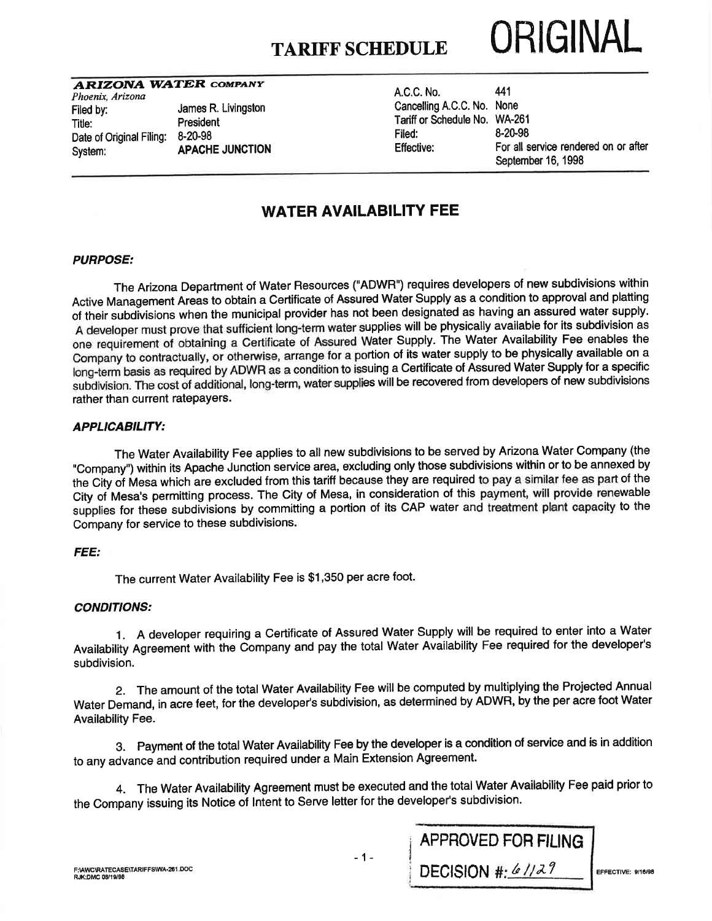# TARIFF SCHEDULE — ORIGINAL

***ARIZONA WATER COMPANY***
*Phoenix, Arizona*

| | | | |
|---|---|---|---|
| Filed by: | James R. Livingston | A.C.C. No. | 441 |
| Title: | President | Cancelling A.C.C. No. | None |
| Date of Original Filing: | 8-20-98 | Tariff or Schedule No. | WA-261 |
| System: | **APACHE JUNCTION** | Filed: | 8-20-98 |
| | | Effective: | For all service rendered on or after September 16, 1998 |

## WATER AVAILABILITY FEE

### *PURPOSE:*

The Arizona Department of Water Resources ("ADWR") requires developers of new subdivisions within Active Management Areas to obtain a Certificate of Assured Water Supply as a condition to approval and platting of their subdivisions when the municipal provider has not been designated as having an assured water supply. A developer must prove that sufficient long-term water supplies will be physically available for its subdivision as one requirement of obtaining a Certificate of Assured Water Supply. The Water Availability Fee enables the Company to contractually, or otherwise, arrange for a portion of its water supply to be physically available on a long-term basis as required by ADWR as a condition to issuing a Certificate of Assured Water Supply for a specific subdivision. The cost of additional, long-term, water supplies will be recovered from developers of new subdivisions rather than current ratepayers.

### *APPLICABILITY:*

The Water Availability Fee applies to all new subdivisions to be served by Arizona Water Company (the "Company") within its Apache Junction service area, excluding only those subdivisions within or to be annexed by the City of Mesa which are excluded from this tariff because they are required to pay a similar fee as part of the City of Mesa's permitting process. The City of Mesa, in consideration of this payment, will provide renewable supplies for these subdivisions by committing a portion of its CAP water and treatment plant capacity to the Company for service to these subdivisions.

### *FEE:*

The current Water Availability Fee is $1,350 per acre foot.

### *CONDITIONS:*

1. A developer requiring a Certificate of Assured Water Supply will be required to enter into a Water Availability Agreement with the Company and pay the total Water Availability Fee required for the developer's subdivision.

2. The amount of the total Water Availability Fee will be computed by multiplying the Projected Annual Water Demand, in acre feet, for the developer's subdivision, as determined by ADWR, by the per acre foot Water Availability Fee.

3. Payment of the total Water Availability Fee by the developer is a condition of service and is in addition to any advance and contribution required under a Main Extension Agreement.

4. The Water Availability Agreement must be executed and the total Water Availability Fee paid prior to the Company issuing its Notice of Intent to Serve letter for the developer's subdivision.

F:\AWC\RATECASE\TARIFFS\WA-261.DOC
RJK:DMC 08/19/98

APPROVED FOR FILING
DECISION #: 61129

EFFECTIVE: 9/16/98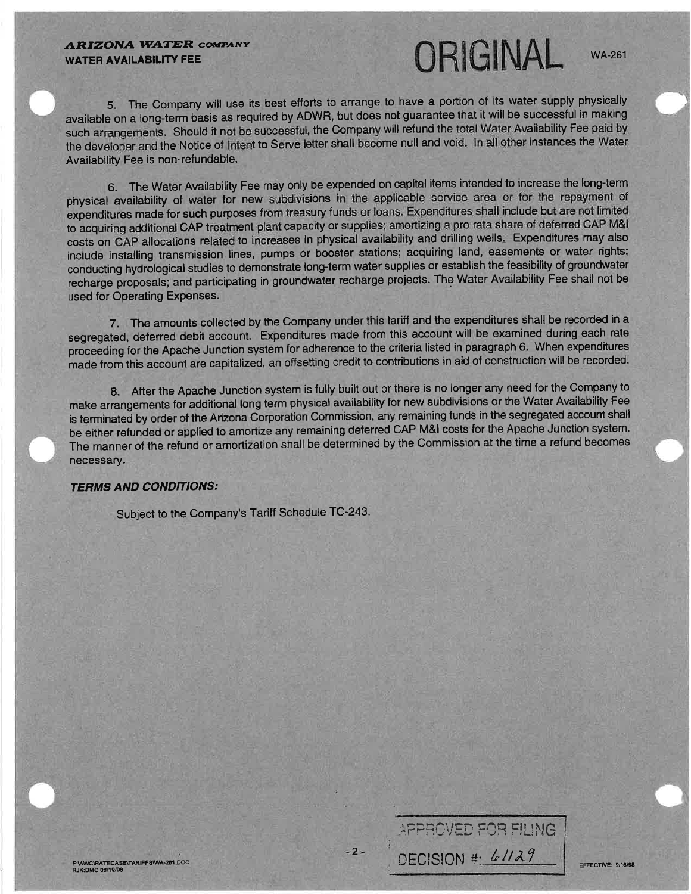**ARIZONA WATER COMPANY**
**WATER AVAILABILITY FEE**

ORIGINAL

WA-261

5. The Company will use its best efforts to arrange to have a portion of its water supply physically available on a long-term basis as required by ADWR, but does not guarantee that it will be successful in making such arrangements. Should it not be successful, the Company will refund the total Water Availability Fee paid by the developer and the Notice of Intent to Serve letter shall become null and void. In all other instances the Water Availability Fee is non-refundable.

6. The Water Availability Fee may only be expended on capital items intended to increase the long-term physical availability of water for new subdivisions in the applicable service area or for the repayment of expenditures made for such purposes from treasury funds or loans. Expenditures shall include but are not limited to acquiring additional CAP treatment plant capacity or supplies; amortizing a pro rata share of deferred CAP M&I costs on CAP allocations related to increases in physical availability and drilling wells. Expenditures may also include installing transmission lines, pumps or booster stations; acquiring land, easements or water rights; conducting hydrological studies to demonstrate long-term water supplies or establish the feasibility of groundwater recharge proposals; and participating in groundwater recharge projects. The Water Availability Fee shall not be used for Operating Expenses.

7. The amounts collected by the Company under this tariff and the expenditures shall be recorded in a segregated, deferred debit account. Expenditures made from this account will be examined during each rate proceeding for the Apache Junction system for adherence to the criteria listed in paragraph 6. When expenditures made from this account are capitalized, an offsetting credit to contributions in aid of construction will be recorded.

8. After the Apache Junction system is fully built out or there is no longer any need for the Company to make arrangements for additional long term physical availability for new subdivisions or the Water Availability Fee is terminated by order of the Arizona Corporation Commission, any remaining funds in the segregated account shall be either refunded or applied to amortize any remaining deferred CAP M&I costs for the Apache Junction system. The manner of the refund or amortization shall be determined by the Commission at the time a refund becomes necessary.

***TERMS AND CONDITIONS:***

Subject to the Company's Tariff Schedule TC-243.

F:\AWC\RATECASE\TARIFFS\WA-261.DOC
RJK:DMC 08/19/98

APPROVED FOR FILING
DECISION #: 61129

EFFECTIVE: 9/16/98